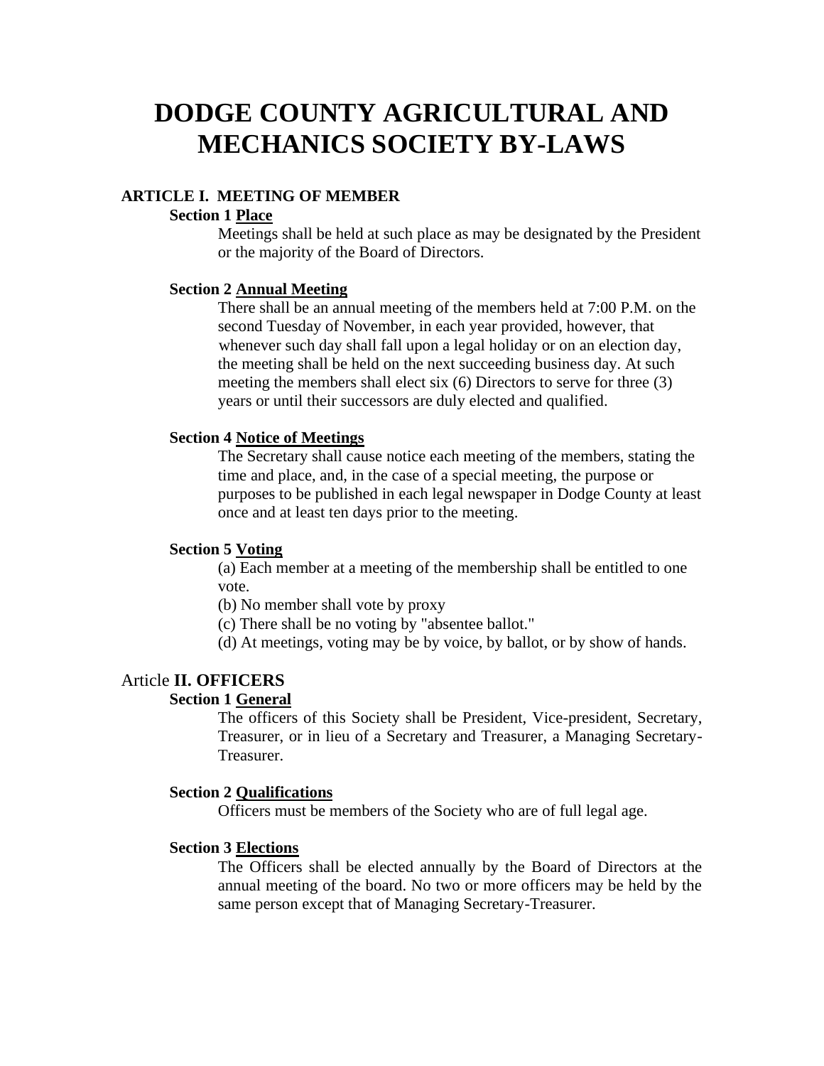# DODGE COUNTY AGRICULTURAL AND MECHANICS SOCIETY BY-LAWS

## ARTICLE I. MEETING OF MEMBER

### Section 1 Place

Meetings shall be held at such place as may be designated by the President or the majority of the Board of Directors.

### Section 2 Annual Meeting

There shall be an annual meeting of the members held at 7:00 P.M. on the second Tuesday of November, in each year provided, however, that whenever such day shall fall upon a legal holiday or on an election day, the meeting shall be held on the next succeeding business day. At such meeting the members shall elect six (6) Directors to serve for three (3) years or until their successors are duly elected and qualified.

### Section 4 Notice of Meetings

The Secretary shall cause notice each meeting of the members, stating the time and place, and, in the case of a special meeting, the purpose or purposes to be published in each legal newspaper in Dodge County at least once and at least ten days prior to the meeting.

### Section 5 Voting

(a) Each member at a meeting of the membership shall be entitled to one vote.

(b) No member shall vote by proxy

(c) There shall be no voting by "absentee ballot."

(d) At meetings, voting may be by voice, by ballot, or by show of hands.

## Article II. OFFICERS

### Section 1 General

The officers of this Society shall be President, Vice-president, Secretary, Treasurer, or in lieu of a Secretary and Treasurer, a Managing Secretary-Treasurer.

### Section 2 Qualifications

Officers must be members of the Society who are of full legal age.

### Section 3 Elections

The Officers shall be elected annually by the Board of Directors at the annual meeting of the board. No two or more officers may be held by the same person except that of Managing Secretary-Treasurer.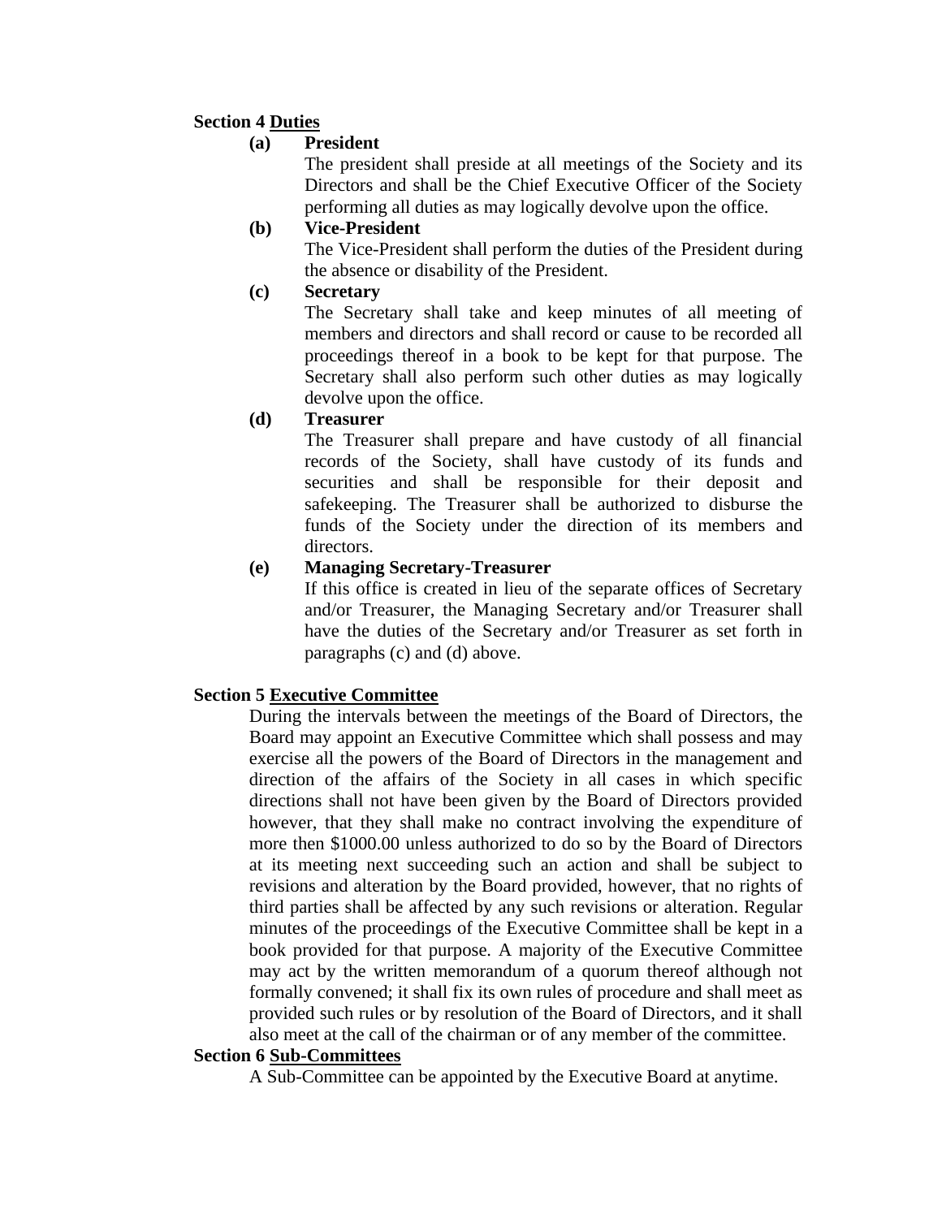**Section 4 Duties**

**(a) President**

The president shall preside at all meetings of the Society and its Directors and shall be the Chief Executive Officer of the Society performing all duties as may logically devolve upon the office.

**(b) Vice-President**

The Vice-President shall perform the duties of the President during the absence or disability of the President.

**(c) Secretary**

The Secretary shall take and keep minutes of all meeting of members and directors and shall record or cause to be recorded all proceedings thereof in a book to be kept for that purpose. The Secretary shall also perform such other duties as may logically devolve upon the office.

**(d) Treasurer**

The Treasurer shall prepare and have custody of all financial records of the Society, shall have custody of its funds and securities and shall be responsible for their deposit and safekeeping. The Treasurer shall be authorized to disburse the funds of the Society under the direction of its members and directors.

**(e) Managing Secretary-Treasurer**

If this office is created in lieu of the separate offices of Secretary and/or Treasurer, the Managing Secretary and/or Treasurer shall have the duties of the Secretary and/or Treasurer as set forth in paragraphs (c) and (d) above.

**Section 5 Executive Committee**

During the intervals between the meetings of the Board of Directors, the Board may appoint an Executive Committee which shall possess and may exercise all the powers of the Board of Directors in the management and direction of the affairs of the Society in all cases in which specific directions shall not have been given by the Board of Directors provided however, that they shall make no contract involving the expenditure of more then $1000.00 unless authorized to do so by the Board of Directors at its meeting next succeeding such an action and shall be subject to revisions and alteration by the Board provided, however, that no rights of third parties shall be affected by any such revisions or alteration. Regular minutes of the proceedings of the Executive Committee shall be kept in a book provided for that purpose. A majority of the Executive Committee may act by the written memorandum of a quorum thereof although not formally convened; it shall fix its own rules of procedure and shall meet as provided such rules or by resolution of the Board of Directors, and it shall also meet at the call of the chairman or of any member of the committee.

**Section 6 Sub-Committees**

A Sub-Committee can be appointed by the Executive Board at anytime.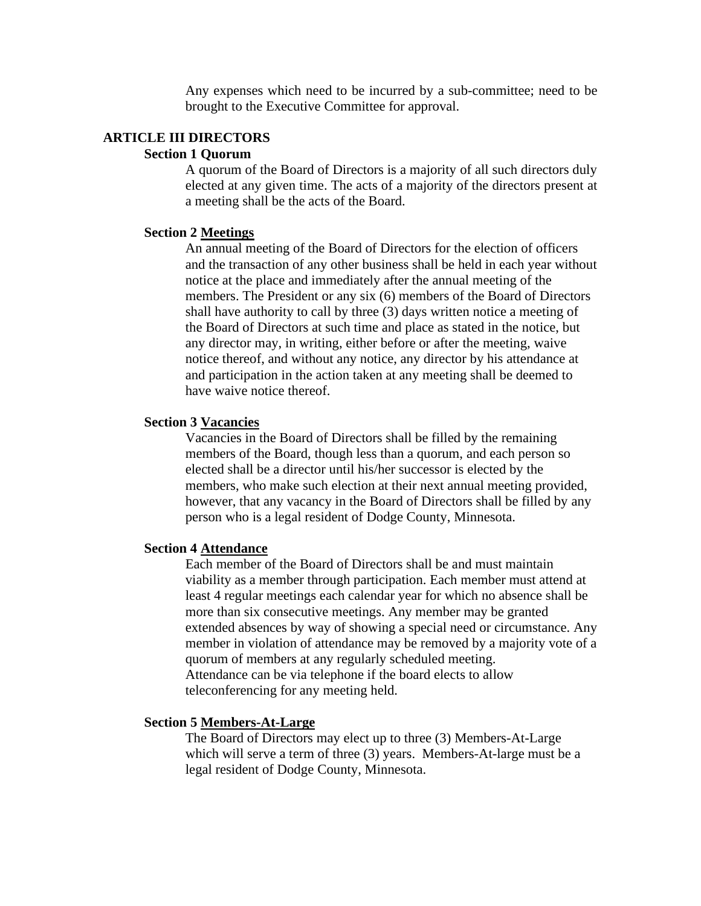Any expenses which need to be incurred by a sub-committee; need to be brought to the Executive Committee for approval.

## ARTICLE III DIRECTORS

### Section 1 Quorum

A quorum of the Board of Directors is a majority of all such directors duly elected at any given time. The acts of a majority of the directors present at a meeting shall be the acts of the Board.

### Section 2 Meetings

An annual meeting of the Board of Directors for the election of officers and the transaction of any other business shall be held in each year without notice at the place and immediately after the annual meeting of the members. The President or any six (6) members of the Board of Directors shall have authority to call by three (3) days written notice a meeting of the Board of Directors at such time and place as stated in the notice, but any director may, in writing, either before or after the meeting, waive notice thereof, and without any notice, any director by his attendance at and participation in the action taken at any meeting shall be deemed to have waive notice thereof.

### Section 3 Vacancies

Vacancies in the Board of Directors shall be filled by the remaining members of the Board, though less than a quorum, and each person so elected shall be a director until his/her successor is elected by the members, who make such election at their next annual meeting provided, however, that any vacancy in the Board of Directors shall be filled by any person who is a legal resident of Dodge County, Minnesota.

### Section 4 Attendance

Each member of the Board of Directors shall be and must maintain viability as a member through participation. Each member must attend at least 4 regular meetings each calendar year for which no absence shall be more than six consecutive meetings. Any member may be granted extended absences by way of showing a special need or circumstance. Any member in violation of attendance may be removed by a majority vote of a quorum of members at any regularly scheduled meeting.
Attendance can be via telephone if the board elects to allow teleconferencing for any meeting held.

### Section 5 Members-At-Large

The Board of Directors may elect up to three (3) Members-At-Large which will serve a term of three (3) years. Members-At-large must be a legal resident of Dodge County, Minnesota.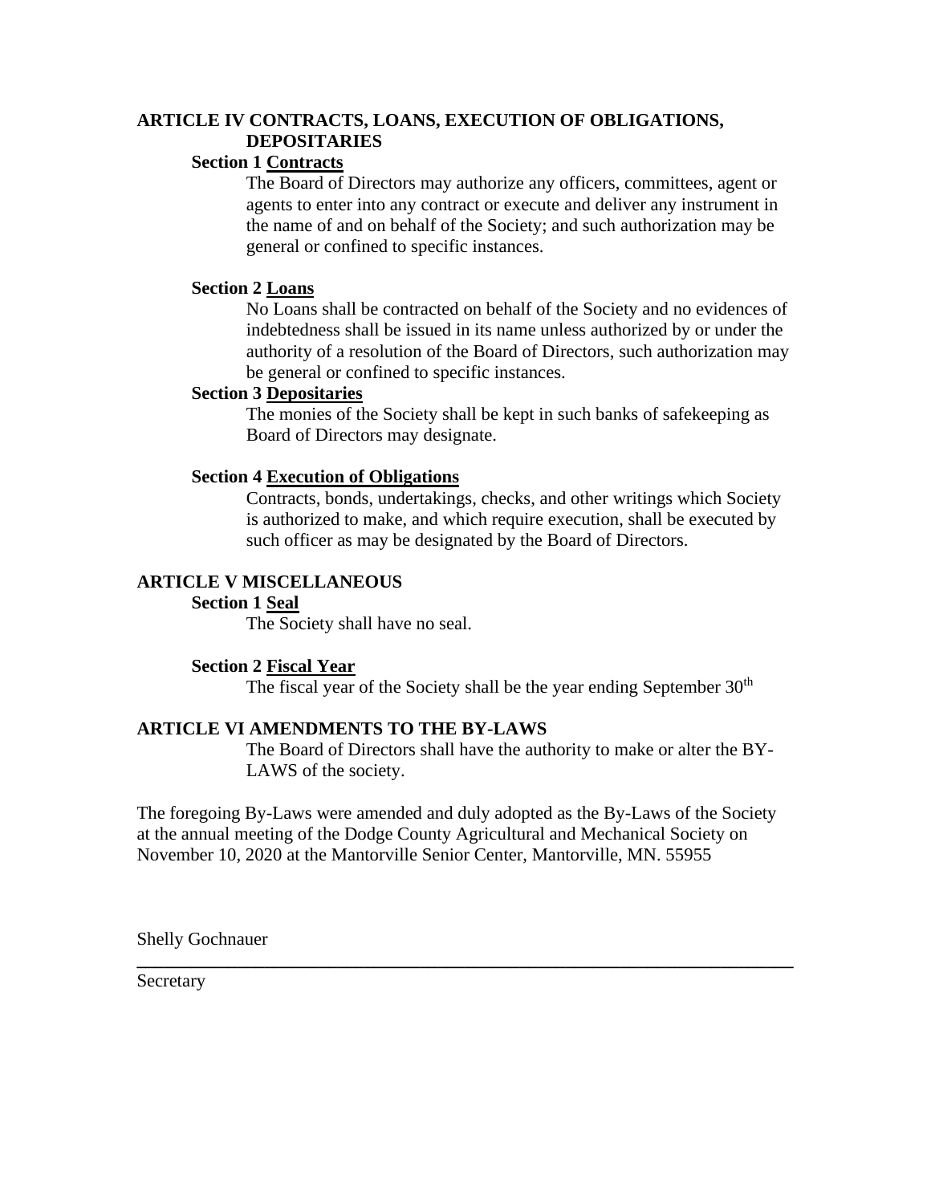## ARTICLE IV CONTRACTS, LOANS, EXECUTION OF OBLIGATIONS, DEPOSITARIES

### Section 1 Contracts

The Board of Directors may authorize any officers, committees, agent or agents to enter into any contract or execute and deliver any instrument in the name of and on behalf of the Society; and such authorization may be general or confined to specific instances.

### Section 2 Loans

No Loans shall be contracted on behalf of the Society and no evidences of indebtedness shall be issued in its name unless authorized by or under the authority of a resolution of the Board of Directors, such authorization may be general or confined to specific instances.

### Section 3 Depositaries

The monies of the Society shall be kept in such banks of safekeeping as Board of Directors may designate.

### Section 4 Execution of Obligations

Contracts, bonds, undertakings, checks, and other writings which Society is authorized to make, and which require execution, shall be executed by such officer as may be designated by the Board of Directors.

## ARTICLE V MISCELLANEOUS

### Section 1 Seal

The Society shall have no seal.

### Section 2 Fiscal Year

The fiscal year of the Society shall be the year ending September 30th

## ARTICLE VI AMENDMENTS TO THE BY-LAWS

The Board of Directors shall have the authority to make or alter the BY-LAWS of the society.

The foregoing By-Laws were amended and duly adopted as the By-Laws of the Society at the annual meeting of the Dodge County Agricultural and Mechanical Society on November 10, 2020 at the Mantorville Senior Center, Mantorville, MN. 55955

Shelly Gochnauer

Secretary